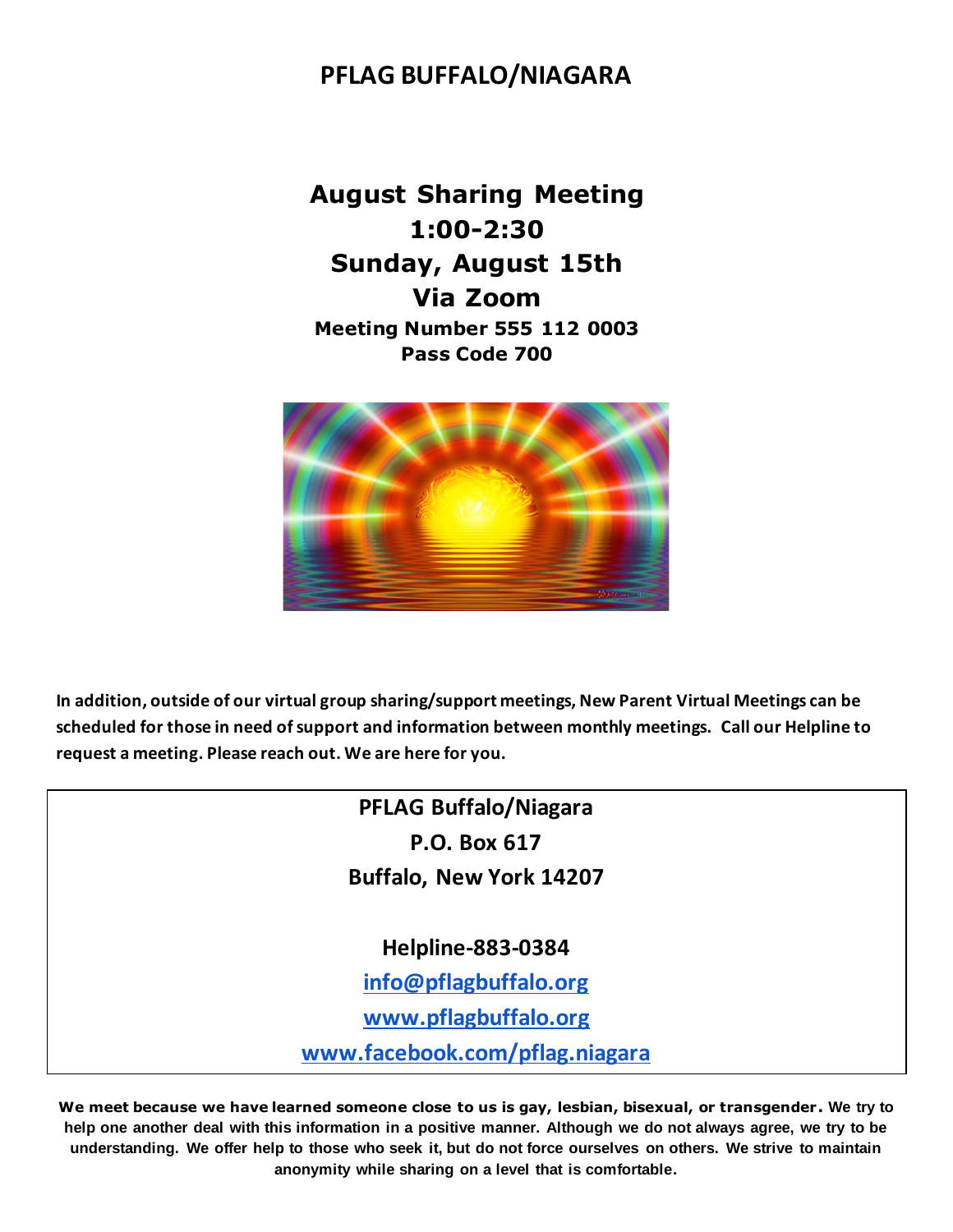# PFLAG BUFFALO/NIAGARA

## August Sharing Meeting
## 1:00-2:30
## Sunday, August 15th
## Via Zoom

**Meeting Number 555 112 0003**

**Pass Code 700**

**In addition, outside of our virtual group sharing/support meetings, New Parent Virtual Meetings can be scheduled for those in need of support and information between monthly meetings. Call our Helpline to request a meeting. Please reach out. We are here for you.**

**PFLAG Buffalo/Niagara**

**P.O. Box 617**

**Buffalo, New York 14207**

**Helpline-883-0384**

**info@pflagbuffalo.org**

**www.pflagbuffalo.org**

**www.facebook.com/pflag.niagara**

**We meet because we have learned someone close to us is gay, lesbian, bisexual, or transgender. We try to help one another deal with this information in a positive manner. Although we do not always agree, we try to be understanding. We offer help to those who seek it, but do not force ourselves on others. We strive to maintain anonymity while sharing on a level that is comfortable.**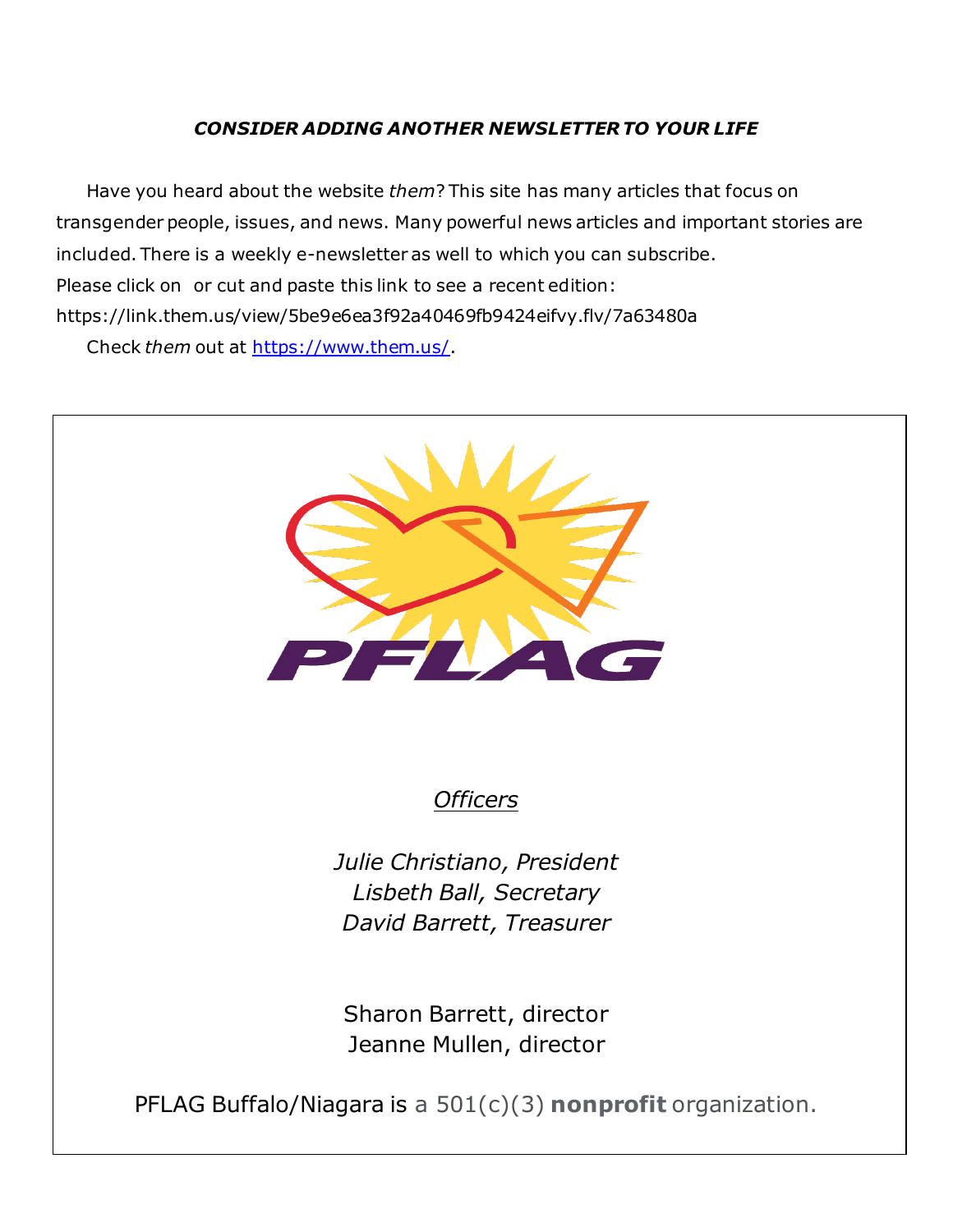***CONSIDER ADDING ANOTHER NEWSLETTER TO YOUR LIFE***

Have you heard about the website *them*? This site has many articles that focus on transgender people, issues, and news. Many powerful news articles and important stories are included. There is a weekly e-newsletter as well to which you can subscribe.

Please click on or cut and paste this link to see a recent edition:

https://link.them.us/view/5be9e6ea3f92a40469fb9424eifvy.flv/7a63480a

Check *them* out at [https://www.them.us/](https://www.them.us/).

PFLAG

*Officers*

*Julie Christiano, President*
*Lisbeth Ball, Secretary*
*David Barrett, Treasurer*

Sharon Barrett, director
Jeanne Mullen, director

PFLAG Buffalo/Niagara is a 501(c)(3) **nonprofit** organization.